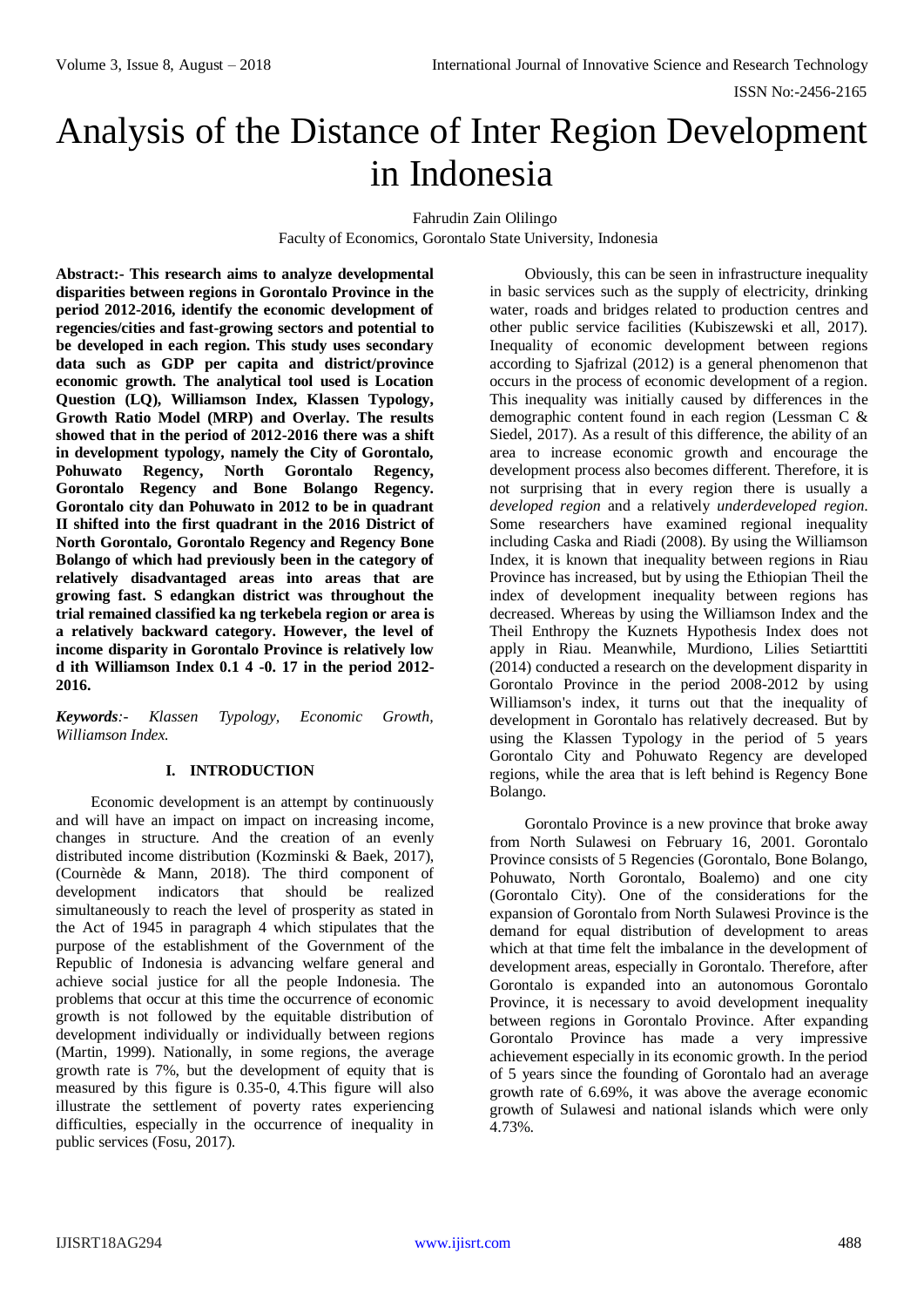# Analysis of the Distance of Inter Region Development in Indonesia

Fahrudin Zain Olilingo
Faculty of Economics, Gorontalo State University, Indonesia

**Abstract:- This research aims to analyze developmental disparities between regions in Gorontalo Province in the period 2012-2016, identify the economic development of regencies/cities and fast-growing sectors and potential to be developed in each region. This study uses secondary data such as GDP per capita and district/province economic growth. The analytical tool used is Location Question (LQ), Williamson Index, Klassen Typology, Growth Ratio Model (MRP) and Overlay. The results showed that in the period of 2012-2016 there was a shift in development typology, namely the City of Gorontalo, Pohuwato Regency, North Gorontalo Regency, Gorontalo Regency and Bone Bolango Regency. Gorontalo city dan Pohuwato in 2012 to be in quadrant II shifted into the first quadrant in the 2016 District of North Gorontalo, Gorontalo Regency and Regency Bone Bolango of which had previously been in the category of relatively disadvantaged areas into areas that are growing fast. S edangkan district was throughout the trial remained classified ka ng terkebela region or area is a relatively backward category. However, the level of income disparity in Gorontalo Province is relatively low d ith Williamson Index 0.1 4 -0. 17 in the period 2012-2016.**

***Keywords**:- Klassen Typology, Economic Growth, Williamson Index.*

## I. INTRODUCTION

Economic development is an attempt by continuously and will have an impact on impact on increasing income, changes in structure. And the creation of an evenly distributed income distribution (Kozminski & Baek, 2017), (Cournède & Mann, 2018). The third component of development indicators that should be realized simultaneously to reach the level of prosperity as stated in the Act of 1945 in paragraph 4 which stipulates that the purpose of the establishment of the Government of the Republic of Indonesia is advancing welfare general and achieve social justice for all the people Indonesia. The problems that occur at this time the occurrence of economic growth is not followed by the equitable distribution of development individually or individually between regions (Martin, 1999). Nationally, in some regions, the average growth rate is 7%, but the development of equity that is measured by this figure is 0.35-0, 4.This figure will also illustrate the settlement of poverty rates experiencing difficulties, especially in the occurrence of inequality in public services (Fosu, 2017).

Obviously, this can be seen in infrastructure inequality in basic services such as the supply of electricity, drinking water, roads and bridges related to production centres and other public service facilities (Kubiszewski et all, 2017). Inequality of economic development between regions according to Sjafrizal (2012) is a general phenomenon that occurs in the process of economic development of a region. This inequality was initially caused by differences in the demographic content found in each region (Lessman C & Siedel, 2017). As a result of this difference, the ability of an area to increase economic growth and encourage the development process also becomes different. Therefore, it is not surprising that in every region there is usually a *developed region* and a relatively *underdeveloped region*. Some researchers have examined regional inequality including Caska and Riadi (2008). By using the Williamson Index, it is known that inequality between regions in Riau Province has increased, but by using the Ethiopian Theil the index of development inequality between regions has decreased. Whereas by using the Williamson Index and the Theil Enthropy the Kuznets Hypothesis Index does not apply in Riau. Meanwhile, Murdiono, Lilies Setiarttiti (2014) conducted a research on the development disparity in Gorontalo Province in the period 2008-2012 by using Williamson's index, it turns out that the inequality of development in Gorontalo has relatively decreased. But by using the Klassen Typology in the period of 5 years Gorontalo City and Pohuwato Regency are developed regions, while the area that is left behind is Regency Bone Bolango.

Gorontalo Province is a new province that broke away from North Sulawesi on February 16, 2001. Gorontalo Province consists of 5 Regencies (Gorontalo, Bone Bolango, Pohuwato, North Gorontalo, Boalemo) and one city (Gorontalo City). One of the considerations for the expansion of Gorontalo from North Sulawesi Province is the demand for equal distribution of development to areas which at that time felt the imbalance in the development of development areas, especially in Gorontalo. Therefore, after Gorontalo is expanded into an autonomous Gorontalo Province, it is necessary to avoid development inequality between regions in Gorontalo Province. After expanding Gorontalo Province has made a very impressive achievement especially in its economic growth. In the period of 5 years since the founding of Gorontalo had an average growth rate of 6.69%, it was above the average economic growth of Sulawesi and national islands which were only 4.73%.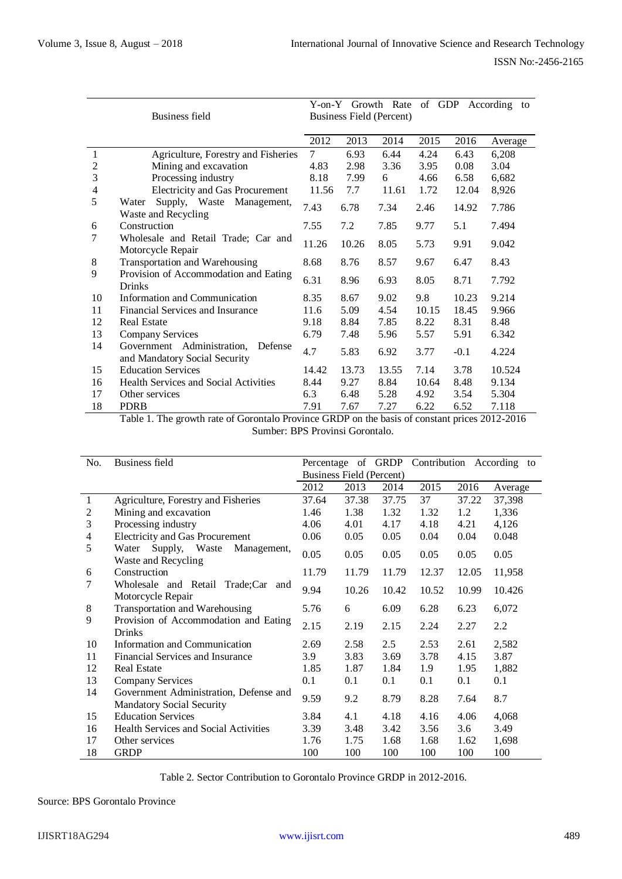| | Business field | Y-on-Y Growth Rate of GDP According to Business Field (Percent) | | | | | |
|---|---|---|---|---|---|---|---|
| | | 2012 | 2013 | 2014 | 2015 | 2016 | Average |
| 1 | Agriculture, Forestry and Fisheries | 7 | 6.93 | 6.44 | 4.24 | 6.43 | 6,208 |
| 2 | Mining and excavation | 4.83 | 2.98 | 3.36 | 3.95 | 0.08 | 3.04 |
| 3 | Processing industry | 8.18 | 7.99 | 6 | 4.66 | 6.58 | 6,682 |
| 4 | Electricity and Gas Procurement | 11.56 | 7.7 | 11.61 | 1.72 | 12.04 | 8,926 |
| 5 | Water Supply, Waste Management, Waste and Recycling | 7.43 | 6.78 | 7.34 | 2.46 | 14.92 | 7.786 |
| 6 | Construction | 7.55 | 7.2 | 7.85 | 9.77 | 5.1 | 7.494 |
| 7 | Wholesale and Retail Trade; Car and Motorcycle Repair | 11.26 | 10.26 | 8.05 | 5.73 | 9.91 | 9.042 |
| 8 | Transportation and Warehousing | 8.68 | 8.76 | 8.57 | 9.67 | 6.47 | 8.43 |
| 9 | Provision of Accommodation and Eating Drinks | 6.31 | 8.96 | 6.93 | 8.05 | 8.71 | 7.792 |
| 10 | Information and Communication | 8.35 | 8.67 | 9.02 | 9.8 | 10.23 | 9.214 |
| 11 | Financial Services and Insurance | 11.6 | 5.09 | 4.54 | 10.15 | 18.45 | 9.966 |
| 12 | Real Estate | 9.18 | 8.84 | 7.85 | 8.22 | 8.31 | 8.48 |
| 13 | Company Services | 6.79 | 7.48 | 5.96 | 5.57 | 5.91 | 6.342 |
| 14 | Government Administration, Defense and Mandatory Social Security | 4.7 | 5.83 | 6.92 | 3.77 | -0.1 | 4.224 |
| 15 | Education Services | 14.42 | 13.73 | 13.55 | 7.14 | 3.78 | 10.524 |
| 16 | Health Services and Social Activities | 8.44 | 9.27 | 8.84 | 10.64 | 8.48 | 9.134 |
| 17 | Other services | 6.3 | 6.48 | 5.28 | 4.92 | 3.54 | 5.304 |
| 18 | PDRB | 7.91 | 7.67 | 7.27 | 6.22 | 6.52 | 7.118 |

Table 1. The growth rate of Gorontalo Province GRDP on the basis of constant prices 2012-2016
Sumber: BPS Provinsi Gorontalo.

| No. | Business field | Percentage of GRDP Contribution According to Business Field (Percent) | | | | | |
|---|---|---|---|---|---|---|---|
| | | 2012 | 2013 | 2014 | 2015 | 2016 | Average |
| 1 | Agriculture, Forestry and Fisheries | 37.64 | 37.38 | 37.75 | 37 | 37.22 | 37,398 |
| 2 | Mining and excavation | 1.46 | 1.38 | 1.32 | 1.32 | 1.2 | 1,336 |
| 3 | Processing industry | 4.06 | 4.01 | 4.17 | 4.18 | 4.21 | 4,126 |
| 4 | Electricity and Gas Procurement | 0.06 | 0.05 | 0.05 | 0.04 | 0.04 | 0.048 |
| 5 | Water Supply, Waste Management, Waste and Recycling | 0.05 | 0.05 | 0.05 | 0.05 | 0.05 | 0.05 |
| 6 | Construction | 11.79 | 11.79 | 11.79 | 12.37 | 12.05 | 11,958 |
| 7 | Wholesale and Retail Trade;Car and Motorcycle Repair | 9.94 | 10.26 | 10.42 | 10.52 | 10.99 | 10.426 |
| 8 | Transportation and Warehousing | 5.76 | 6 | 6.09 | 6.28 | 6.23 | 6,072 |
| 9 | Provision of Accommodation and Eating Drinks | 2.15 | 2.19 | 2.15 | 2.24 | 2.27 | 2.2 |
| 10 | Information and Communication | 2.69 | 2.58 | 2.5 | 2.53 | 2.61 | 2,582 |
| 11 | Financial Services and Insurance | 3.9 | 3.83 | 3.69 | 3.78 | 4.15 | 3.87 |
| 12 | Real Estate | 1.85 | 1.87 | 1.84 | 1.9 | 1.95 | 1,882 |
| 13 | Company Services | 0.1 | 0.1 | 0.1 | 0.1 | 0.1 | 0.1 |
| 14 | Government Administration, Defense and Mandatory Social Security | 9.59 | 9.2 | 8.79 | 8.28 | 7.64 | 8.7 |
| 15 | Education Services | 3.84 | 4.1 | 4.18 | 4.16 | 4.06 | 4,068 |
| 16 | Health Services and Social Activities | 3.39 | 3.48 | 3.42 | 3.56 | 3.6 | 3.49 |
| 17 | Other services | 1.76 | 1.75 | 1.68 | 1.68 | 1.62 | 1,698 |
| 18 | GRDP | 100 | 100 | 100 | 100 | 100 | 100 |

Table 2. Sector Contribution to Gorontalo Province GRDP in 2012-2016.

Source: BPS Gorontalo Province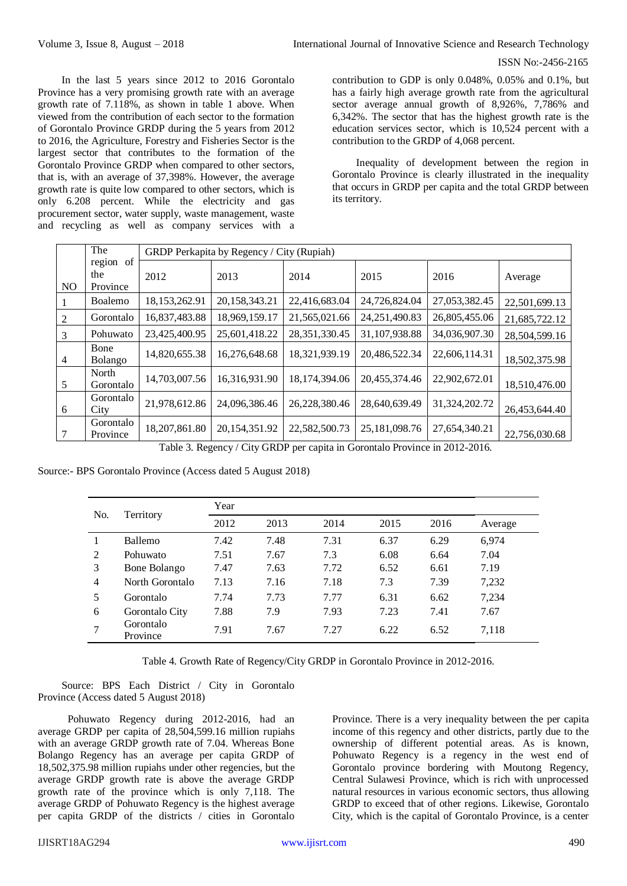In the last 5 years since 2012 to 2016 Gorontalo Province has a very promising growth rate with an average growth rate of 7.118%, as shown in table 1 above. When viewed from the contribution of each sector to the formation of Gorontalo Province GRDP during the 5 years from 2012 to 2016, the Agriculture, Forestry and Fisheries Sector is the largest sector that contributes to the formation of the Gorontalo Province GRDP when compared to other sectors, that is, with an average of 37,398%. However, the average growth rate is quite low compared to other sectors, which is only 6.208 percent. While the electricity and gas procurement sector, water supply, waste management, waste and recycling as well as company services with a contribution to GDP is only 0.048%, 0.05% and 0.1%, but has a fairly high average growth rate from the agricultural sector average annual growth of 8,926%, 7,786% and 6,342%. The sector that has the highest growth rate is the education services sector, which is 10,524 percent with a contribution to the GRDP of 4,068 percent.

Inequality of development between the region in Gorontalo Province is clearly illustrated in the inequality that occurs in GRDP per capita and the total GRDP between its territory.

| NO | The region of the Province | GRDP Perkapita by Regency / City (Rupiah) | | | | | |
|---|---|---|---|---|---|---|---|
| | | 2012 | 2013 | 2014 | 2015 | 2016 | Average |
| 1 | Boalemo | 18,153,262.91 | 20,158,343.21 | 22,416,683.04 | 24,726,824.04 | 27,053,382.45 | 22,501,699.13 |
| 2 | Gorontalo | 16,837,483.88 | 18,969,159.17 | 21,565,021.66 | 24,251,490.83 | 26,805,455.06 | 21,685,722.12 |
| 3 | Pohuwato | 23,425,400.95 | 25,601,418.22 | 28,351,330.45 | 31,107,938.88 | 34,036,907.30 | 28,504,599.16 |
| 4 | Bone Bolango | 14,820,655.38 | 16,276,648.68 | 18,321,939.19 | 20,486,522.34 | 22,606,114.31 | 18,502,375.98 |
| 5 | North Gorontalo | 14,703,007.56 | 16,316,931.90 | 18,174,394.06 | 20,455,374.46 | 22,902,672.01 | 18,510,476.00 |
| 6 | Gorontalo City | 21,978,612.86 | 24,096,386.46 | 26,228,380.46 | 28,640,639.49 | 31,324,202.72 | 26,453,644.40 |
| 7 | Gorontalo Province | 18,207,861.80 | 20,154,351.92 | 22,582,500.73 | 25,181,098.76 | 27,654,340.21 | 22,756,030.68 |

Table 3. Regency / City GRDP per capita in Gorontalo Province in 2012-2016.

Source:- BPS Gorontalo Province (Access dated 5 August 2018)

| No. | Territory | Year | | | | | |
|---|---|---|---|---|---|---|---|
| | | 2012 | 2013 | 2014 | 2015 | 2016 | Average |
| 1 | Ballemo | 7.42 | 7.48 | 7.31 | 6.37 | 6.29 | 6,974 |
| 2 | Pohuwato | 7.51 | 7.67 | 7.3 | 6.08 | 6.64 | 7.04 |
| 3 | Bone Bolango | 7.47 | 7.63 | 7.72 | 6.52 | 6.61 | 7.19 |
| 4 | North Gorontalo | 7.13 | 7.16 | 7.18 | 7.3 | 7.39 | 7,232 |
| 5 | Gorontalo | 7.74 | 7.73 | 7.77 | 6.31 | 6.62 | 7,234 |
| 6 | Gorontalo City | 7.88 | 7.9 | 7.93 | 7.23 | 7.41 | 7.67 |
| 7 | Gorontalo Province | 7.91 | 7.67 | 7.27 | 6.22 | 6.52 | 7,118 |

Table 4. Growth Rate of Regency/City GRDP in Gorontalo Province in 2012-2016.

Source: BPS Each District / City in Gorontalo Province (Access dated 5 August 2018)

Pohuwato Regency during 2012-2016, had an average GRDP per capita of 28,504,599.16 million rupiahs with an average GRDP growth rate of 7.04. Whereas Bone Bolango Regency has an average per capita GRDP of 18,502,375.98 million rupiahs under other regencies, but the average GRDP growth rate is above the average GRDP growth rate of the province which is only 7,118. The average GRDP of Pohuwato Regency is the highest average per capita GRDP of the districts / cities in Gorontalo Province. There is a very inequality between the per capita income of this regency and other districts, partly due to the ownership of different potential areas. As is known, Pohuwato Regency is a regency in the west end of Gorontalo province bordering with Moutong Regency, Central Sulawesi Province, which is rich with unprocessed natural resources in various economic sectors, thus allowing GRDP to exceed that of other regions. Likewise, Gorontalo City, which is the capital of Gorontalo Province, is a center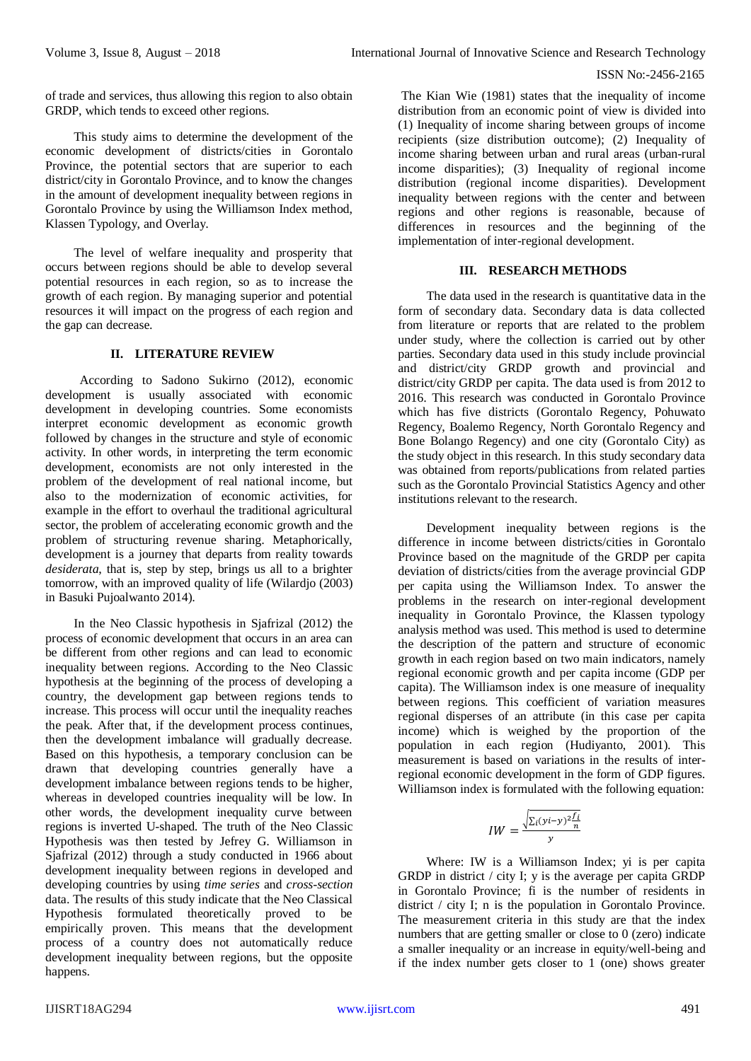of trade and services, thus allowing this region to also obtain GRDP, which tends to exceed other regions.

This study aims to determine the development of the economic development of districts/cities in Gorontalo Province, the potential sectors that are superior to each district/city in Gorontalo Province, and to know the changes in the amount of development inequality between regions in Gorontalo Province by using the Williamson Index method, Klassen Typology, and Overlay.

The level of welfare inequality and prosperity that occurs between regions should be able to develop several potential resources in each region, so as to increase the growth of each region. By managing superior and potential resources it will impact on the progress of each region and the gap can decrease.

## II. LITERATURE REVIEW

According to Sadono Sukirno (2012), economic development is usually associated with economic development in developing countries. Some economists interpret economic development as economic growth followed by changes in the structure and style of economic activity. In other words, in interpreting the term economic development, economists are not only interested in the problem of the development of real national income, but also to the modernization of economic activities, for example in the effort to overhaul the traditional agricultural sector, the problem of accelerating economic growth and the problem of structuring revenue sharing. Metaphorically, development is a journey that departs from reality towards *desiderata*, that is, step by step, brings us all to a brighter tomorrow, with an improved quality of life (Wilardjo (2003) in Basuki Pujoalwanto 2014).

In the Neo Classic hypothesis in Sjafrizal (2012) the process of economic development that occurs in an area can be different from other regions and can lead to economic inequality between regions. According to the Neo Classic hypothesis at the beginning of the process of developing a country, the development gap between regions tends to increase. This process will occur until the inequality reaches the peak. After that, if the development process continues, then the development imbalance will gradually decrease. Based on this hypothesis, a temporary conclusion can be drawn that developing countries generally have a development imbalance between regions tends to be higher, whereas in developed countries inequality will be low. In other words, the development inequality curve between regions is inverted U-shaped. The truth of the Neo Classic Hypothesis was then tested by Jefrey G. Williamson in Sjafrizal (2012) through a study conducted in 1966 about development inequality between regions in developed and developing countries by using *time series* and *cross-section* data. The results of this study indicate that the Neo Classical Hypothesis formulated theoretically proved to be empirically proven. This means that the development process of a country does not automatically reduce development inequality between regions, but the opposite happens.

The Kian Wie (1981) states that the inequality of income distribution from an economic point of view is divided into (1) Inequality of income sharing between groups of income recipients (size distribution outcome); (2) Inequality of income sharing between urban and rural areas (urban-rural income disparities); (3) Inequality of regional income distribution (regional income disparities). Development inequality between regions with the center and between regions and other regions is reasonable, because of differences in resources and the beginning of the implementation of inter-regional development.

## III. RESEARCH METHODS

The data used in the research is quantitative data in the form of secondary data. Secondary data is data collected from literature or reports that are related to the problem under study, where the collection is carried out by other parties. Secondary data used in this study include provincial and district/city GRDP growth and provincial and district/city GRDP per capita. The data used is from 2012 to 2016. This research was conducted in Gorontalo Province which has five districts (Gorontalo Regency, Pohuwato Regency, Boalemo Regency, North Gorontalo Regency and Bone Bolango Regency) and one city (Gorontalo City) as the study object in this research. In this study secondary data was obtained from reports/publications from related parties such as the Gorontalo Provincial Statistics Agency and other institutions relevant to the research.

Development inequality between regions is the difference in income between districts/cities in Gorontalo Province based on the magnitude of the GRDP per capita deviation of districts/cities from the average provincial GDP per capita using the Williamson Index. To answer the problems in the research on inter-regional development inequality in Gorontalo Province, the Klassen typology analysis method was used. This method is used to determine the description of the pattern and structure of economic growth in each region based on two main indicators, namely regional economic growth and per capita income (GDP per capita). The Williamson index is one measure of inequality between regions. This coefficient of variation measures regional disperses of an attribute (in this case per capita income) which is weighed by the proportion of the population in each region (Hudiyanto, 2001). This measurement is based on variations in the results of inter-regional economic development in the form of GDP figures. Williamson index is formulated with the following equation:

$$IW = \frac{\sqrt{\sum_i (yi - y)^2 \frac{f_i}{n}}}{y}$$

Where: IW is a Williamson Index; yi is per capita GRDP in district / city I; y is the average per capita GRDP in Gorontalo Province; fi is the number of residents in district / city I; n is the population in Gorontalo Province. The measurement criteria in this study are that the index numbers that are getting smaller or close to 0 (zero) indicate a smaller inequality or an increase in equity/well-being and if the index number gets closer to 1 (one) shows greater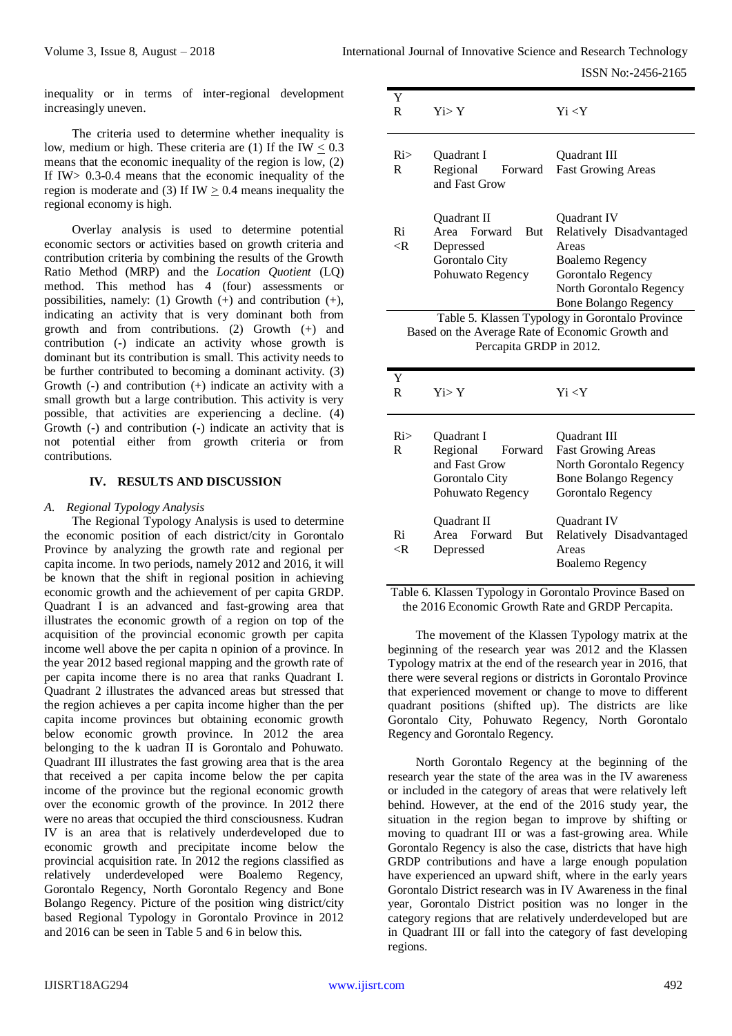inequality or in terms of inter-regional development increasingly uneven.

The criteria used to determine whether inequality is low, medium or high. These criteria are (1) If the IW $\leq$ 0.3 means that the economic inequality of the region is low, (2) If IW> 0.3-0.4 means that the economic inequality of the region is moderate and (3) If IW $\geq$ 0.4 means inequality the regional economy is high.

Overlay analysis is used to determine potential economic sectors or activities based on growth criteria and contribution criteria by combining the results of the Growth Ratio Method (MRP) and the *Location Quotient* (LQ) method. This method has 4 (four) assessments or possibilities, namely: (1) Growth (+) and contribution (+), indicating an activity that is very dominant both from growth and from contributions. (2) Growth (+) and contribution (-) indicate an activity whose growth is dominant but its contribution is small. This activity needs to be further contributed to becoming a dominant activity. (3) Growth (-) and contribution (+) indicate an activity with a small growth but a large contribution. This activity is very possible, that activities are experiencing a decline. (4) Growth (-) and contribution (-) indicate an activity that is not potential either from growth criteria or from contributions.

## IV. RESULTS AND DISCUSSION

### *A. Regional Typology Analysis*

The Regional Typology Analysis is used to determine the economic position of each district/city in Gorontalo Province by analyzing the growth rate and regional per capita income. In two periods, namely 2012 and 2016, it will be known that the shift in regional position in achieving economic growth and the achievement of per capita GRDP. Quadrant I is an advanced and fast-growing area that illustrates the economic growth of a region on top of the acquisition of the provincial economic growth per capita income well above the per capita n opinion of a province. In the year 2012 based regional mapping and the growth rate of per capita income there is no area that ranks Quadrant I. Quadrant 2 illustrates the advanced areas but stressed that the region achieves a per capita income higher than the per capita income provinces but obtaining economic growth below economic growth province. In 2012 the area belonging to the k uadran II is Gorontalo and Pohuwato. Quadrant III illustrates the fast growing area that is the area that received a per capita income below the per capita income of the province but the regional economic growth over the economic growth of the province. In 2012 there were no areas that occupied the third consciousness. Kudran IV is an area that is relatively underdeveloped due to economic growth and precipitate income below the provincial acquisition rate. In 2012 the regions classified as relatively underdeveloped were Boalemo Regency, Gorontalo Regency, North Gorontalo Regency and Bone Bolango Regency. Picture of the position wing district/city based Regional Typology in Gorontalo Province in 2012 and 2016 can be seen in Table 5 and 6 in below this.

| Y / R | Yi> Y | Yi <Y |
|---|---|---|
| Ri> R | Quadrant I<br>Regional Forward and Fast Grow | Quadrant III<br>Fast Growing Areas |
| Ri <R | Quadrant II<br>Area Forward But Depressed<br>Gorontalo City<br>Pohuwato Regency | Quadrant IV<br>Relatively Disadvantaged Areas<br>Boalemo Regency<br>Gorontalo Regency<br>North Gorontalo Regency<br>Bone Bolango Regency |

Table 5. Klassen Typology in Gorontalo Province Based on the Average Rate of Economic Growth and Percapita GRDP in 2012.

| Y / R | Yi> Y | Yi <Y |
|---|---|---|
| Ri> R | Quadrant I<br>Regional Forward and Fast Grow<br>Gorontalo City<br>Pohuwato Regency | Quadrant III<br>Fast Growing Areas<br>North Gorontalo Regency<br>Bone Bolango Regency<br>Gorontalo Regency |
| Ri <R | Quadrant II<br>Area Forward But Depressed | Quadrant IV<br>Relatively Disadvantaged Areas<br>Boalemo Regency |

Table 6. Klassen Typology in Gorontalo Province Based on the 2016 Economic Growth Rate and GRDP Percapita.

The movement of the Klassen Typology matrix at the beginning of the research year was 2012 and the Klassen Typology matrix at the end of the research year in 2016, that there were several regions or districts in Gorontalo Province that experienced movement or change to move to different quadrant positions (shifted up). The districts are like Gorontalo City, Pohuwato Regency, North Gorontalo Regency and Gorontalo Regency.

North Gorontalo Regency at the beginning of the research year the state of the area was in the IV awareness or included in the category of areas that were relatively left behind. However, at the end of the 2016 study year, the situation in the region began to improve by shifting or moving to quadrant III or was a fast-growing area. While Gorontalo Regency is also the case, districts that have high GRDP contributions and have a large enough population have experienced an upward shift, where in the early years Gorontalo District research was in IV Awareness in the final year, Gorontalo District position was no longer in the category regions that are relatively underdeveloped but are in Quadrant III or fall into the category of fast developing regions.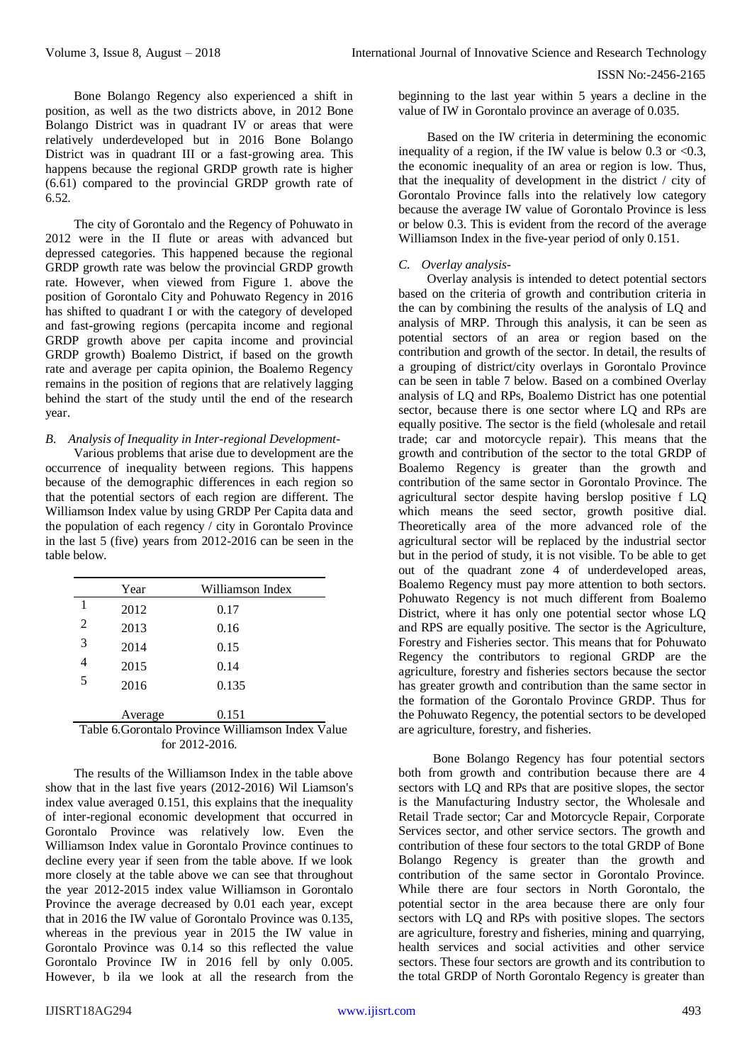Bone Bolango Regency also experienced a shift in position, as well as the two districts above, in 2012 Bone Bolango District was in quadrant IV or areas that were relatively underdeveloped but in 2016 Bone Bolango District was in quadrant III or a fast-growing area. This happens because the regional GRDP growth rate is higher (6.61) compared to the provincial GRDP growth rate of 6.52.

The city of Gorontalo and the Regency of Pohuwato in 2012 were in the II flute or areas with advanced but depressed categories. This happened because the regional GRDP growth rate was below the provincial GRDP growth rate. However, when viewed from Figure 1. above the position of Gorontalo City and Pohuwato Regency in 2016 has shifted to quadrant I or with the category of developed and fast-growing regions (percapita income and regional GRDP growth above per capita income and provincial GRDP growth) Boalemo District, if based on the growth rate and average per capita opinion, the Boalemo Regency remains in the position of regions that are relatively lagging behind the start of the study until the end of the research year.

### *B. Analysis of Inequality in Inter-regional Development-*

Various problems that arise due to development are the occurrence of inequality between regions. This happens because of the demographic differences in each region so that the potential sectors of each region are different. The Williamson Index value by using GRDP Per Capita data and the population of each regency / city in Gorontalo Province in the last 5 (five) years from 2012-2016 can be seen in the table below.

| | Year | Williamson Index |
|---|---|---|
| 1 | 2012 | 0.17 |
| 2 | 2013 | 0.16 |
| 3 | 2014 | 0.15 |
| 4 | 2015 | 0.14 |
| 5 | 2016 | 0.135 |
| | Average | 0.151 |

Table 6.Gorontalo Province Williamson Index Value for 2012-2016.

The results of the Williamson Index in the table above show that in the last five years (2012-2016) Wil Liamson's index value averaged 0.151, this explains that the inequality of inter-regional economic development that occurred in Gorontalo Province was relatively low. Even the Williamson Index value in Gorontalo Province continues to decline every year if seen from the table above. If we look more closely at the table above we can see that throughout the year 2012-2015 index value Williamson in Gorontalo Province the average decreased by 0.01 each year, except that in 2016 the IW value of Gorontalo Province was 0.135, whereas in the previous year in 2015 the IW value in Gorontalo Province was 0.14 so this reflected the value Gorontalo Province IW in 2016 fell by only 0.005. However, b ila we look at all the research from the beginning to the last year within 5 years a decline in the value of IW in Gorontalo province an average of 0.035.

Based on the IW criteria in determining the economic inequality of a region, if the IW value is below 0.3 or <0.3, the economic inequality of an area or region is low. Thus, that the inequality of development in the district / city of Gorontalo Province falls into the relatively low category because the average IW value of Gorontalo Province is less or below 0.3. This is evident from the record of the average Williamson Index in the five-year period of only 0.151.

### *C. Overlay analysis-*

Overlay analysis is intended to detect potential sectors based on the criteria of growth and contribution criteria in the can by combining the results of the analysis of LQ and analysis of MRP. Through this analysis, it can be seen as potential sectors of an area or region based on the contribution and growth of the sector. In detail, the results of a grouping of district/city overlays in Gorontalo Province can be seen in table 7 below. Based on a combined Overlay analysis of LQ and RPs, Boalemo District has one potential sector, because there is one sector where LQ and RPs are equally positive. The sector is the field (wholesale and retail trade; car and motorcycle repair). This means that the growth and contribution of the sector to the total GRDP of Boalemo Regency is greater than the growth and contribution of the same sector in Gorontalo Province. The agricultural sector despite having berslop positive f LQ which means the seed sector, growth positive dial. Theoretically area of the more advanced role of the agricultural sector will be replaced by the industrial sector but in the period of study, it is not visible. To be able to get out of the quadrant zone 4 of underdeveloped areas, Boalemo Regency must pay more attention to both sectors. Pohuwato Regency is not much different from Boalemo District, where it has only one potential sector whose LQ and RPS are equally positive. The sector is the Agriculture, Forestry and Fisheries sector. This means that for Pohuwato Regency the contributors to regional GRDP are the agriculture, forestry and fisheries sectors because the sector has greater growth and contribution than the same sector in the formation of the Gorontalo Province GRDP. Thus for the Pohuwato Regency, the potential sectors to be developed are agriculture, forestry, and fisheries.

Bone Bolango Regency has four potential sectors both from growth and contribution because there are 4 sectors with LQ and RPs that are positive slopes, the sector is the Manufacturing Industry sector, the Wholesale and Retail Trade sector; Car and Motorcycle Repair, Corporate Services sector, and other service sectors. The growth and contribution of these four sectors to the total GRDP of Bone Bolango Regency is greater than the growth and contribution of the same sector in Gorontalo Province. While there are four sectors in North Gorontalo, the potential sector in the area because there are only four sectors with LQ and RPs with positive slopes. The sectors are agriculture, forestry and fisheries, mining and quarrying, health services and social activities and other service sectors. These four sectors are growth and its contribution to the total GRDP of North Gorontalo Regency is greater than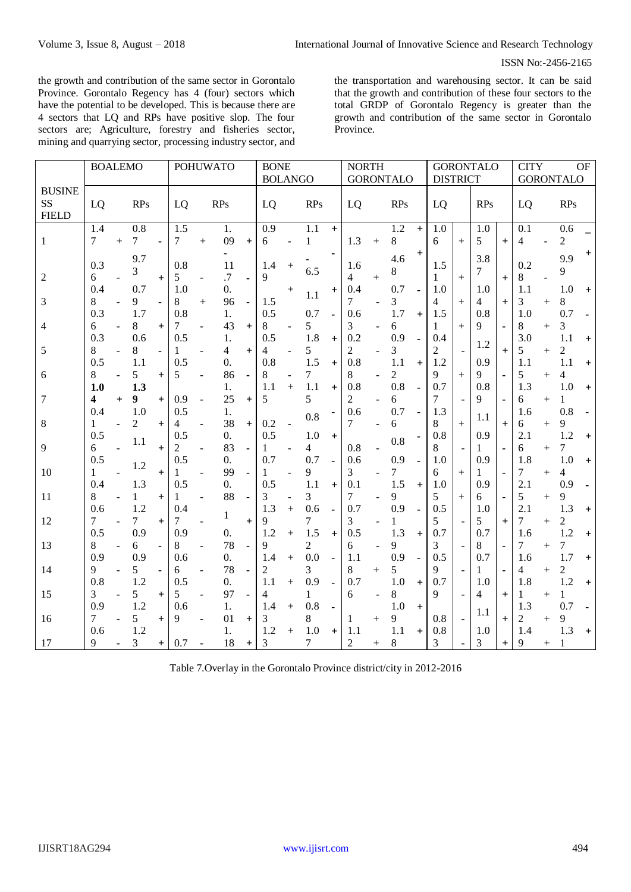the growth and contribution of the same sector in Gorontalo Province. Gorontalo Regency has 4 (four) sectors which have the potential to be developed. This is because there are 4 sectors that LQ and RPs have positive slop. The four sectors are; Agriculture, forestry and fisheries sector, mining and quarrying sector, processing industry sector, and the transportation and warehousing sector. It can be said that the growth and contribution of these four sectors to the total GRDP of Gorontalo Regency is greater than the growth and contribution of the same sector in Gorontalo Province.

| BUSINESS FIELD | BOALEMO | | | | POHUWATO | | | | BONE BOLANGO | | | | NORTH GORONTALO | | | | GORONTALO DISTRICT | | | | CITY OF GORONTALO | | | |
|---|---|---|---|---|---|---|---|---|---|---|---|---|---|---|---|---|---|---|---|---|---|---|---|---|
| | LQ | | RPs | | LQ | | RPs | | LQ | | RPs | | LQ | | RPs | | LQ | | RPs | | LQ | | RPs | |
| 1 | 1.47 | + | 0.87 | - | 1.57 | + | 1.09 | + | 0.96 | - | 1.11 | + | 1.3 | + | 1.28 | + | 1.06 | + | 1.05 | + | 0.14 | - | 0.62 | – |
| 2 | 0.36 | - | 9.73 | + | 0.85 | - | -11.7 | - | 1.49 | + | -6.5 | - | 1.64 | + | 4.68 | + | 1.51 | + | 3.87 | + | 0.28 | - | 9.99 | + |
| 3 | 0.48 | - | 0.79 | - | 1.08 | + | 0.96 | - | 1.5 | + | 1.1 | + | 0.47 | - | 0.73 | - | 1.04 | + | 1.04 | + | 1.13 | + | 1.08 | + |
| 4 | 0.36 | - | 1.78 | + | 0.87 | - | 1.43 | + | 0.58 | - | 0.75 | - | 0.63 | - | 1.76 | + | 1.51 | + | 0.89 | - | 1.08 | + | 0.73 | - |
| 5 | 0.38 | - | 0.68 | - | 0.51 | - | 1.4 | + | 0.54 | - | 1.85 | + | 0.22 | - | 0.93 | - | 0.42 | - | 1.2 | + | 3.05 | + | 1.12 | + |
| 6 | 0.58 | - | 1.15 | + | 0.55 | - | 0.86 | - | 0.88 | - | 1.57 | + | 0.88 | - | 1.12 | + | 1.29 | + | 0.99 | - | 1.15 | + | 1.14 | + |
| 7 | **1.04** | + | **1.39** | + | 0.9 | - | 1.25 | + | 1.15 | + | 1.15 | + | 0.82 | - | 0.86 | - | 0.77 | - | 0.89 | - | 1.36 | + | 1.01 | + |
| 8 | 0.41 | - | 1.02 | + | 0.54 | - | 1.38 | + | 0.2 | - | 0.8 | - | 0.67 | - | 0.76 | - | 1.38 | + | 1.1 | + | 1.66 | + | 0.89 | - |
| 9 | 0.56 | - | 1.1 | + | 0.52 | - | 0.83 | - | 0.51 | - | 1.04 | + | 0.8 | - | 0.8 | - | 0.88 | - | 0.91 | - | 2.16 | + | 1.27 | + |
| 10 | 0.51 | - | 1.2 | + | 0.51 | - | 0.99 | - | 0.71 | - | 0.79 | - | 0.63 | - | 0.97 | - | 1.06 | + | 0.91 | - | 1.87 | + | 1.04 | + |
| 11 | 0.48 | - | 1.31 | + | 0.51 | - | 0.88 | - | 0.53 | - | 1.13 | + | 0.17 | - | 1.59 | + | 1.05 | + | 0.96 | - | 2.15 | + | 0.99 | - |
| 12 | 0.67 | - | 1.27 | + | 0.47 | - | 1 | + | 1.39 | + | 0.67 | - | 0.73 | - | 0.91 | - | 0.55 | - | 1.05 | + | 2.17 | + | 1.32 | + |
| 13 | 0.58 | - | 0.96 | - | 0.98 | - | 0.78 | - | 1.29 | + | 1.52 | + | 0.56 | - | 1.39 | + | 0.73 | - | 0.78 | - | 1.67 | + | 1.27 | + |
| 14 | 0.99 | - | 0.95 | - | 0.66 | - | 0.78 | - | 1.42 | + | 0.03 | - | 1.18 | + | 0.95 | - | 0.59 | - | 0.71 | - | 1.64 | + | 1.72 | + |
| 15 | 0.83 | - | 1.25 | + | 0.55 | - | 0.97 | - | 1.14 | + | 0.91 | - | 0.76 | - | 1.08 | + | 0.79 | - | 1.04 | + | 1.81 | + | 1.21 | + |
| 16 | 0.97 | - | 1.25 | + | 0.69 | - | 1.01 | + | 1.43 | + | 0.88 | - | 1 | + | 1.09 | + | 0.8 | - | 1.1 | + | 1.32 | + | 0.79 | - |
| 17 | 0.69 | - | 1.23 | + | 0.7 | - | 1.18 | + | 1.23 | + | 1.07 | + | 1.12 | + | 1.18 | + | 0.83 | - | 1.03 | + | 1.49 | + | 1.31 | + |

Table 7.Overlay in the Gorontalo Province district/city in 2012-2016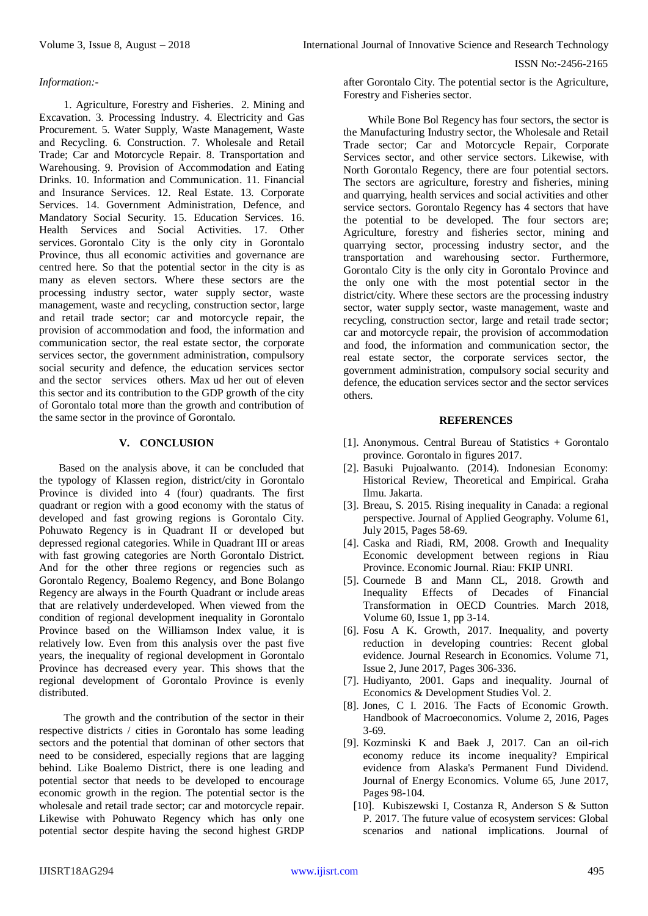*Information:-*

1. Agriculture, Forestry and Fisheries. 2. Mining and Excavation. 3. Processing Industry. 4. Electricity and Gas Procurement. 5. Water Supply, Waste Management, Waste and Recycling. 6. Construction. 7. Wholesale and Retail Trade; Car and Motorcycle Repair. 8. Transportation and Warehousing. 9. Provision of Accommodation and Eating Drinks. 10. Information and Communication. 11. Financial and Insurance Services. 12. Real Estate. 13. Corporate Services. 14. Government Administration, Defence, and Mandatory Social Security. 15. Education Services. 16. Health Services and Social Activities. 17. Other services. Gorontalo City is the only city in Gorontalo Province, thus all economic activities and governance are centred here. So that the potential sector in the city is as many as eleven sectors. Where these sectors are the processing industry sector, water supply sector, waste management, waste and recycling, construction sector, large and retail trade sector; car and motorcycle repair, the provision of accommodation and food, the information and communication sector, the real estate sector, the corporate services sector, the government administration, compulsory social security and defence, the education services sector and the sector services others. Max ud her out of eleven this sector and its contribution to the GDP growth of the city of Gorontalo total more than the growth and contribution of the same sector in the province of Gorontalo.

## V. CONCLUSION

Based on the analysis above, it can be concluded that the typology of Klassen region, district/city in Gorontalo Province is divided into 4 (four) quadrants. The first quadrant or region with a good economy with the status of developed and fast growing regions is Gorontalo City. Pohuwato Regency is in Quadrant II or developed but depressed regional categories. While in Quadrant III or areas with fast growing categories are North Gorontalo District. And for the other three regions or regencies such as Gorontalo Regency, Boalemo Regency, and Bone Bolango Regency are always in the Fourth Quadrant or include areas that are relatively underdeveloped. When viewed from the condition of regional development inequality in Gorontalo Province based on the Williamson Index value, it is relatively low. Even from this analysis over the past five years, the inequality of regional development in Gorontalo Province has decreased every year. This shows that the regional development of Gorontalo Province is evenly distributed.

The growth and the contribution of the sector in their respective districts / cities in Gorontalo has some leading sectors and the potential that dominan of other sectors that need to be considered, especially regions that are lagging behind. Like Boalemo District, there is one leading and potential sector that needs to be developed to encourage economic growth in the region. The potential sector is the wholesale and retail trade sector; car and motorcycle repair. Likewise with Pohuwato Regency which has only one potential sector despite having the second highest GRDP after Gorontalo City. The potential sector is the Agriculture, Forestry and Fisheries sector.

While Bone Bol Regency has four sectors, the sector is the Manufacturing Industry sector, the Wholesale and Retail Trade sector; Car and Motorcycle Repair, Corporate Services sector, and other service sectors. Likewise, with North Gorontalo Regency, there are four potential sectors. The sectors are agriculture, forestry and fisheries, mining and quarrying, health services and social activities and other service sectors. Gorontalo Regency has 4 sectors that have the potential to be developed. The four sectors are; Agriculture, forestry and fisheries sector, mining and quarrying sector, processing industry sector, and the transportation and warehousing sector. Furthermore, Gorontalo City is the only city in Gorontalo Province and the only one with the most potential sector in the district/city. Where these sectors are the processing industry sector, water supply sector, waste management, waste and recycling, construction sector, large and retail trade sector; car and motorcycle repair, the provision of accommodation and food, the information and communication sector, the real estate sector, the corporate services sector, the government administration, compulsory social security and defence, the education services sector and the sector services others.

## REFERENCES

[1]. Anonymous. Central Bureau of Statistics + Gorontalo province. Gorontalo in figures 2017.

[2]. Basuki Pujoalwanto. (2014). Indonesian Economy: Historical Review, Theoretical and Empirical. Graha Ilmu. Jakarta.

[3]. Breau, S. 2015. Rising inequality in Canada: a regional perspective. Journal of Applied Geography. Volume 61, July 2015, Pages 58-69.

[4]. Caska and Riadi, RM, 2008. Growth and Inequality Economic development between regions in Riau Province. Economic Journal. Riau: FKIP UNRI.

[5]. Cournede B and Mann CL, 2018. Growth and Inequality Effects of Decades of Financial Transformation in OECD Countries. March 2018, Volume 60, Issue 1, pp 3-14.

[6]. Fosu A K. Growth, 2017. Inequality, and poverty reduction in developing countries: Recent global evidence. Journal Research in Economics. Volume 71, Issue 2, June 2017, Pages 306-336.

[7]. Hudiyanto, 2001. Gaps and inequality. Journal of Economics & Development Studies Vol. 2.

[8]. Jones, C I. 2016. The Facts of Economic Growth. Handbook of Macroeconomics. Volume 2, 2016, Pages 3-69.

[9]. Kozminski K and Baek J, 2017. Can an oil-rich economy reduce its income inequality? Empirical evidence from Alaska's Permanent Fund Dividend. Journal of Energy Economics. Volume 65, June 2017, Pages 98-104.

[10]. Kubiszewski I, Costanza R, Anderson S & Sutton P. 2017. The future value of ecosystem services: Global scenarios and national implications. Journal of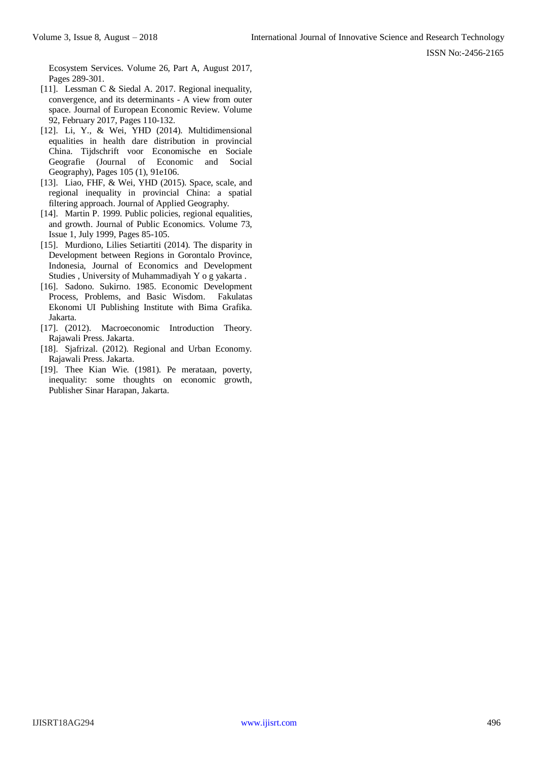Ecosystem Services. Volume 26, Part A, August 2017, Pages 289-301.

[11]. Lessman C & Siedal A. 2017. Regional inequality, convergence, and its determinants - A view from outer space. Journal of European Economic Review. Volume 92, February 2017, Pages 110-132.

[12]. Li, Y., & Wei, YHD (2014). Multidimensional equalities in health dare distribution in provincial China. Tijdschrift voor Economische en Sociale Geografie (Journal of Economic and Social Geography), Pages 105 (1), 91e106.

[13]. Liao, FHF, & Wei, YHD (2015). Space, scale, and regional inequality in provincial China: a spatial filtering approach. Journal of Applied Geography.

[14]. Martin P. 1999. Public policies, regional equalities, and growth. Journal of Public Economics. Volume 73, Issue 1, July 1999, Pages 85-105.

[15]. Murdiono, Lilies Setiartiti (2014). The disparity in Development between Regions in Gorontalo Province, Indonesia, Journal of Economics and Development Studies , University of Muhammadiyah Y o g yakarta .

[16]. Sadono. Sukirno. 1985. Economic Development Process, Problems, and Basic Wisdom. Fakulatas Ekonomi UI Publishing Institute with Bima Grafika. Jakarta.

[17]. (2012). Macroeconomic Introduction Theory. Rajawali Press. Jakarta.

[18]. Sjafrizal. (2012). Regional and Urban Economy. Rajawali Press. Jakarta.

[19]. Thee Kian Wie. (1981). Pe merataan, poverty, inequality: some thoughts on economic growth, Publisher Sinar Harapan, Jakarta.